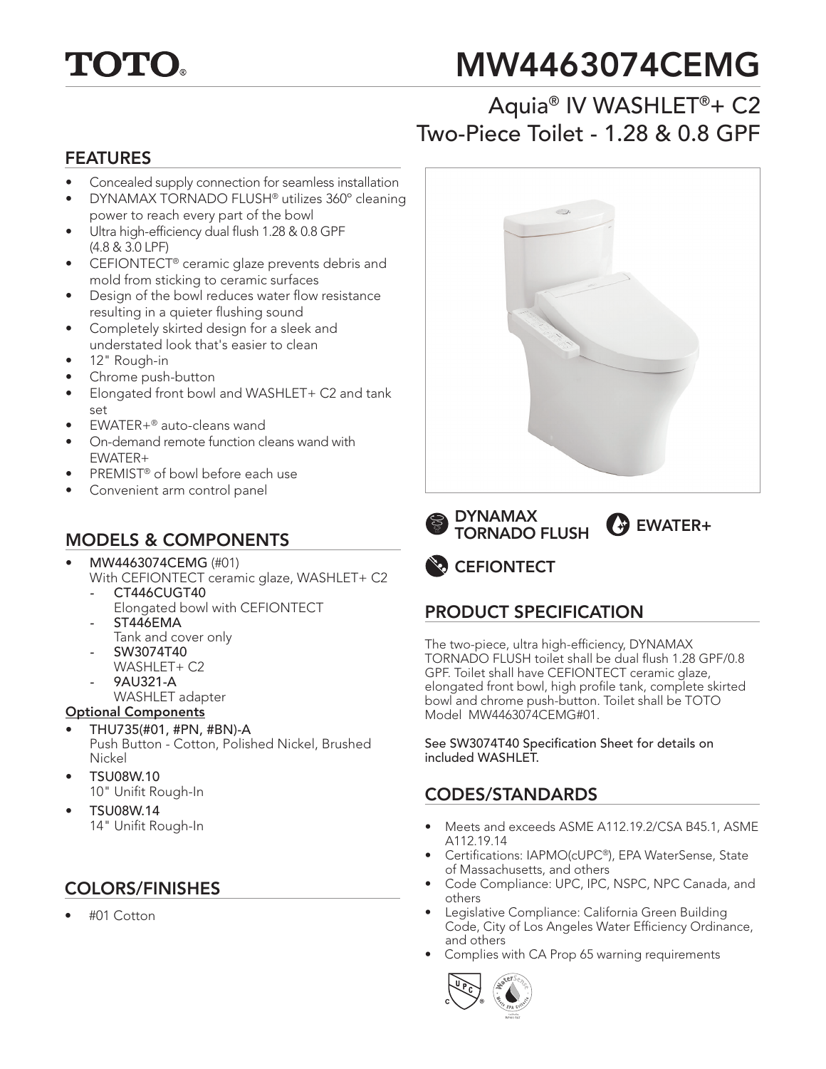TOTO®

# MW4463074CEMG

## Aquia® IV WASHLET®+ C2 Two-Piece Toilet - 1.28 & 0.8 GPF

## FEATURES

- Concealed supply connection for seamless installation
- DYNAMAX TORNADO FLUSH® utilizes 360° cleaning power to reach every part of the bowl
- Ultra high-efficiency dual flush 1.28 & 0.8 GPF (4.8 & 3.0 LPF)
- CEFIONTECT® ceramic glaze prevents debris and mold from sticking to ceramic surfaces
- Design of the bowl reduces water flow resistance resulting in a quieter flushing sound
- Completely skirted design for a sleek and understated look that's easier to clean
- 12" Rough-in
- Chrome push-button
- Elongated front bowl and WASHLET+ C2 and tank set
- EWATER+® auto-cleans wand
- On-demand remote function cleans wand with EWATER+
- PREMIST® of bowl before each use
- Convenient arm control panel

DYNAMAX TORNADO FLUSH

EWATER+

CEFIONTECT

## MODELS & COMPONENTS

- **MW4463074CEMG** (#01)
  With CEFIONTECT ceramic glaze, WASHLET+ C2
  - **CT446CUGT40**
    Elongated bowl with CEFIONTECT
  - **ST446EMA**
    Tank and cover only
  - **SW3074T40**
    WASHLET+ C2
  - **9AU321-A**
    WASHLET adapter

**Optional Components**

- **THU735(#01, #PN, #BN)-A**
  Push Button - Cotton, Polished Nickel, Brushed Nickel
- **TSU08W.10**
  10" Unifit Rough-In
- **TSU08W.14**
  14" Unifit Rough-In

## COLORS/FINISHES

- #01 Cotton

## PRODUCT SPECIFICATION

The two-piece, ultra high-efficiency, DYNAMAX TORNADO FLUSH toilet shall be dual flush 1.28 GPF/0.8 GPF. Toilet shall have CEFIONTECT ceramic glaze, elongated front bowl, high profile tank, complete skirted bowl and chrome push-button. Toilet shall be TOTO Model MW4463074CEMG#01.

See SW3074T40 Specification Sheet for details on included WASHLET.

## CODES/STANDARDS

- Meets and exceeds ASME A112.19.2/CSA B45.1, ASME A112.19.14
- Certifications: IAPMO(cUPC®), EPA WaterSense, State of Massachusetts, and others
- Code Compliance: UPC, IPC, NSPC, NPC Canada, and others
- Legislative Compliance: California Green Building Code, City of Los Angeles Water Efficiency Ordinance, and others
- Complies with CA Prop 65 warning requirements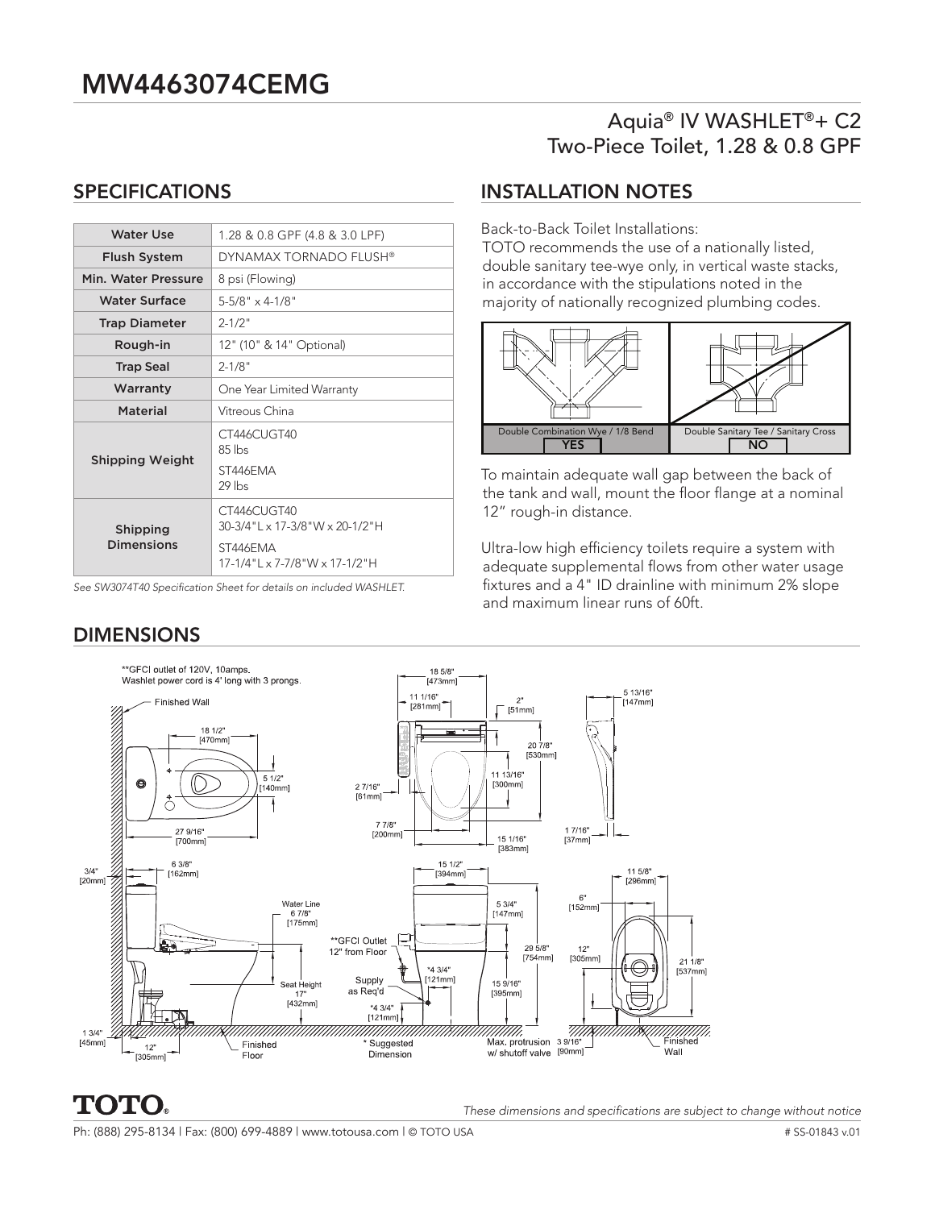# MW4463074CEMG

Aquia® IV WASHLET®+ C2
Two-Piece Toilet, 1.28 & 0.8 GPF

## SPECIFICATIONS

| | |
|---|---|
| Water Use | 1.28 & 0.8 GPF (4.8 & 3.0 LPF) |
| Flush System | DYNAMAX TORNADO FLUSH® |
| Min. Water Pressure | 8 psi (Flowing) |
| Water Surface | 5-5/8" x 4-1/8" |
| Trap Diameter | 2-1/2" |
| Rough-in | 12" (10" & 14" Optional) |
| Trap Seal | 2-1/8" |
| Warranty | One Year Limited Warranty |
| Material | Vitreous China |
| Shipping Weight | CT446CUGT40 85 lbs; ST446EMA 29 lbs |
| Shipping Dimensions | CT446CUGT40 30-3/4"L x 17-3/8"W x 20-1/2"H; ST446EMA 17-1/4"L x 7-7/8"W x 17-1/2"H |

*See SW3074T40 Specification Sheet for details on included WASHLET.*

## INSTALLATION NOTES

Back-to-Back Toilet Installations:
TOTO recommends the use of a nationally listed, double sanitary tee-wye only, in vertical waste stacks, in accordance with the stipulations noted in the majority of nationally recognized plumbing codes.

Double Combination Wye / 1/8 Bend
YES

Double Sanitary Tee / Sanitary Cross
NO

To maintain adequate wall gap between the back of the tank and wall, mount the floor flange at a nominal 12" rough-in distance.

Ultra-low high efficiency toilets require a system with adequate supplemental flows from other water usage fixtures and a 4" ID drainline with minimum 2% slope and maximum linear runs of 60ft.

## DIMENSIONS

**GFCI outlet of 120V, 10amps.
Washlet power cord is 4' long with 3 prongs.

Finished Wall
18 1/2" [470mm]
5 1/2" [140mm]
27 9/16" [700mm]
18 5/8" [473mm]
11 1/16" [281mm]
2" [51mm]
20 7/8" [530mm]
11 13/16" [300mm]
2 7/16" [61mm]
7 7/8" [200mm]
15 1/16" [383mm]
5 13/16" [147mm]
1 7/16" [37mm]
3/4" [20mm]
6 3/8" [162mm]
Water Line 6 7/8" [175mm]
Seat Height 17" [432mm]
1 3/4" [45mm]
12" [305mm]
Finished Floor
15 1/2" [394mm]
5 3/4" [147mm]
**GFCI Outlet 12" from Floor
29 5/8" [754mm]
*4 3/4" [121mm]
Supply as Req'd
15 9/16" [395mm]
*4 3/4" [121mm]
* Suggested Dimension
Max. protrusion w/ shutoff valve 3 9/16" [90mm]
11 5/8" [296mm]
6" [152mm]
12" [305mm]
21 1/8" [537mm]
Finished Wall

*These dimensions and specifications are subject to change without notice*

Ph: (888) 295-8134 | Fax: (800) 699-4889 | www.totousa.com | © TOTO USA

# SS-01843 v.01